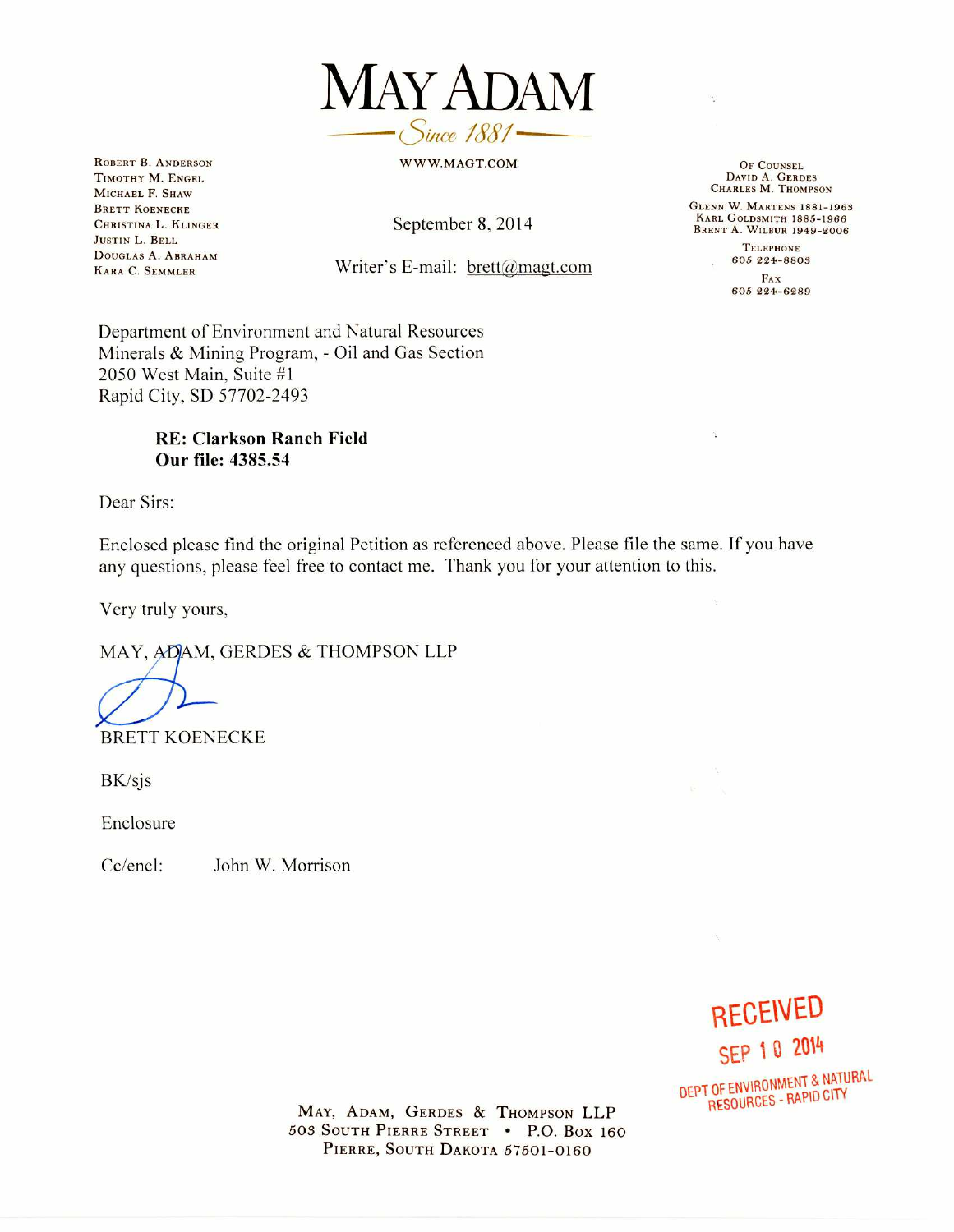# MAY ADAM

*Since 1881*

WWW.MAGT.COM

ROBERT B. ANDERSON
TIMOTHY M. ENGEL
MICHAEL F. SHAW
BRETT KOENECKE
CHRISTINA L. KLINGER
JUSTIN L. BELL
DOUGLAS A. ABRAHAM
KARA C. SEMMLER

OF COUNSEL
DAVID A. GERDES
CHARLES M. THOMPSON

GLENN W. MARTENS 1881-1963
KARL GOLDSMITH 1885-1966
BRENT A. WILBUR 1949-2006

TELEPHONE
605 224-8803

FAX
605 224-6289

September 8, 2014

Writer's E-mail: brett@magt.com

Department of Environment and Natural Resources
Minerals & Mining Program, - Oil and Gas Section
2050 West Main, Suite #1
Rapid City, SD 57702-2493

**RE: Clarkson Ranch Field**
**Our file: 4385.54**

Dear Sirs:

Enclosed please find the original Petition as referenced above. Please file the same. If you have any questions, please feel free to contact me. Thank you for your attention to this.

Very truly yours,

MAY, ADAM, GERDES & THOMPSON LLP

BRETT KOENECKE

BK/sjs

Enclosure

Cc/encl: John W. Morrison

RECEIVED
SEP 10 2014
DEPT OF ENVIRONMENT & NATURAL RESOURCES - RAPID CITY

MAY, ADAM, GERDES & THOMPSON LLP
503 SOUTH PIERRE STREET • P.O. BOX 160
PIERRE, SOUTH DAKOTA 57501-0160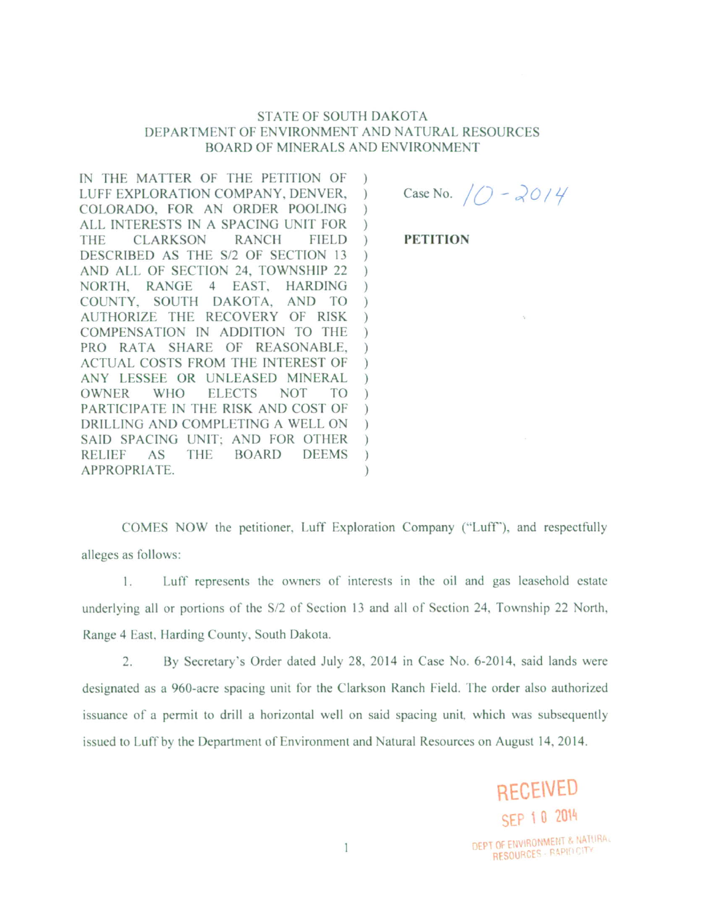STATE OF SOUTH DAKOTA
DEPARTMENT OF ENVIRONMENT AND NATURAL RESOURCES
BOARD OF MINERALS AND ENVIRONMENT

| | |
|---|---|
| IN THE MATTER OF THE PETITION OF LUFF EXPLORATION COMPANY, DENVER, COLORADO, FOR AN ORDER POOLING ALL INTERESTS IN A SPACING UNIT FOR THE CLARKSON RANCH FIELD DESCRIBED AS THE S/2 OF SECTION 13 AND ALL OF SECTION 24, TOWNSHIP 22 NORTH, RANGE 4 EAST, HARDING COUNTY, SOUTH DAKOTA, AND TO AUTHORIZE THE RECOVERY OF RISK COMPENSATION IN ADDITION TO THE PRO RATA SHARE OF REASONABLE, ACTUAL COSTS FROM THE INTEREST OF ANY LESSEE OR UNLEASED MINERAL OWNER WHO ELECTS NOT TO PARTICIPATE IN THE RISK AND COST OF DRILLING AND COMPLETING A WELL ON SAID SPACING UNIT; AND FOR OTHER RELIEF AS THE BOARD DEEMS APPROPRIATE. | Case No. 10-2014<br><br>**PETITION** |

COMES NOW the petitioner, Luff Exploration Company ("Luff"), and respectfully alleges as follows:

1. Luff represents the owners of interests in the oil and gas leasehold estate underlying all or portions of the S/2 of Section 13 and all of Section 24, Township 22 North, Range 4 East, Harding County, South Dakota.

2. By Secretary's Order dated July 28, 2014 in Case No. 6-2014, said lands were designated as a 960-acre spacing unit for the Clarkson Ranch Field. The order also authorized issuance of a permit to drill a horizontal well on said spacing unit, which was subsequently issued to Luff by the Department of Environment and Natural Resources on August 14, 2014.

RECEIVED
SEP 10 2014
DEPT OF ENVIRONMENT & NATURAL RESOURCES - RAPID CITY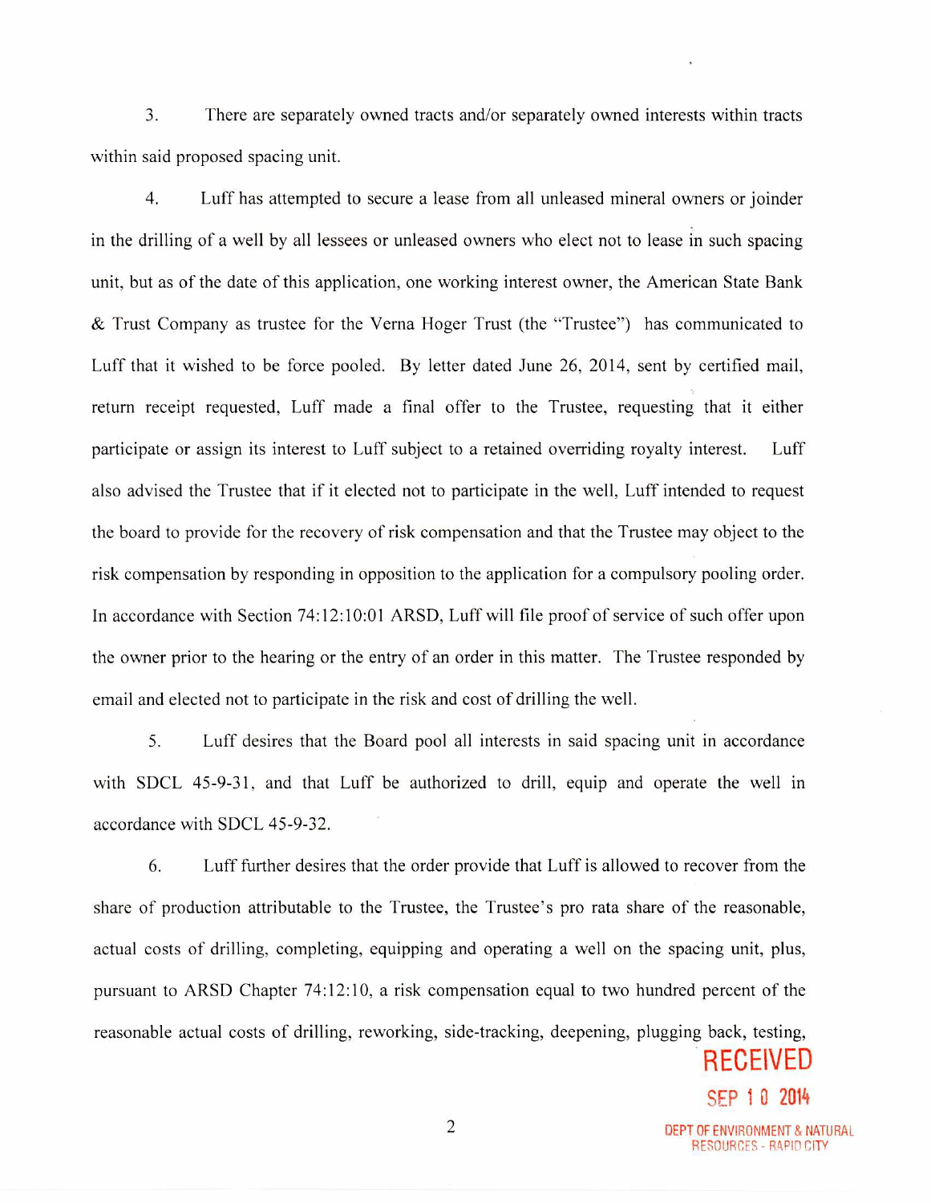3. There are separately owned tracts and/or separately owned interests within tracts within said proposed spacing unit.

4. Luff has attempted to secure a lease from all unleased mineral owners or joinder in the drilling of a well by all lessees or unleased owners who elect not to lease in such spacing unit, but as of the date of this application, one working interest owner, the American State Bank & Trust Company as trustee for the Verna Hoger Trust (the "Trustee") has communicated to Luff that it wished to be force pooled. By letter dated June 26, 2014, sent by certified mail, return receipt requested, Luff made a final offer to the Trustee, requesting that it either participate or assign its interest to Luff subject to a retained overriding royalty interest. Luff also advised the Trustee that if it elected not to participate in the well, Luff intended to request the board to provide for the recovery of risk compensation and that the Trustee may object to the risk compensation by responding in opposition to the application for a compulsory pooling order. In accordance with Section 74:12:10:01 ARSD, Luff will file proof of service of such offer upon the owner prior to the hearing or the entry of an order in this matter. The Trustee responded by email and elected not to participate in the risk and cost of drilling the well.

5. Luff desires that the Board pool all interests in said spacing unit in accordance with SDCL 45-9-31, and that Luff be authorized to drill, equip and operate the well in accordance with SDCL 45-9-32.

6. Luff further desires that the order provide that Luff is allowed to recover from the share of production attributable to the Trustee, the Trustee's pro rata share of the reasonable, actual costs of drilling, completing, equipping and operating a well on the spacing unit, plus, pursuant to ARSD Chapter 74:12:10, a risk compensation equal to two hundred percent of the reasonable actual costs of drilling, reworking, side-tracking, deepening, plugging back, testing,

RECEIVED
SEP 10 2014
DEPT OF ENVIRONMENT & NATURAL RESOURCES - RAPID CITY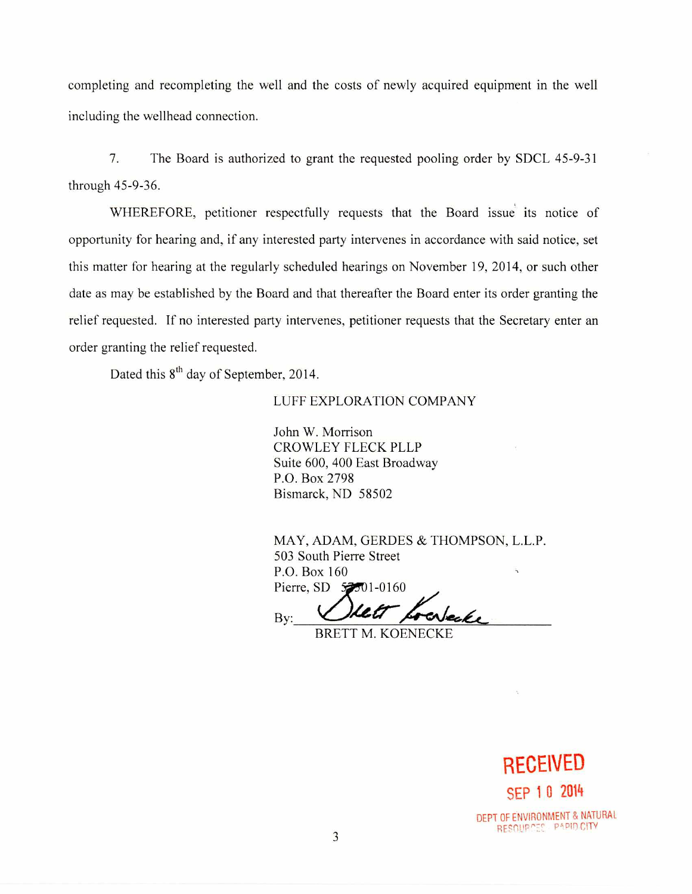completing and recompleting the well and the costs of newly acquired equipment in the well including the wellhead connection.

7. The Board is authorized to grant the requested pooling order by SDCL 45-9-31 through 45-9-36.

WHEREFORE, petitioner respectfully requests that the Board issue its notice of opportunity for hearing and, if any interested party intervenes in accordance with said notice, set this matter for hearing at the regularly scheduled hearings on November 19, 2014, or such other date as may be established by the Board and that thereafter the Board enter its order granting the relief requested. If no interested party intervenes, petitioner requests that the Secretary enter an order granting the relief requested.

Dated this 8th day of September, 2014.

LUFF EXPLORATION COMPANY

John W. Morrison
CROWLEY FLECK PLLP
Suite 600, 400 East Broadway
P.O. Box 2798
Bismarck, ND 58502

MAY, ADAM, GERDES & THOMPSON, L.L.P.
503 South Pierre Street
P.O. Box 160
Pierre, SD 57501-0160

By: *Brett Koenecke*
BRETT M. KOENECKE

RECEIVED
SEP 10 2014
DEPT OF ENVIRONMENT & NATURAL RESOURCES RAPID CITY